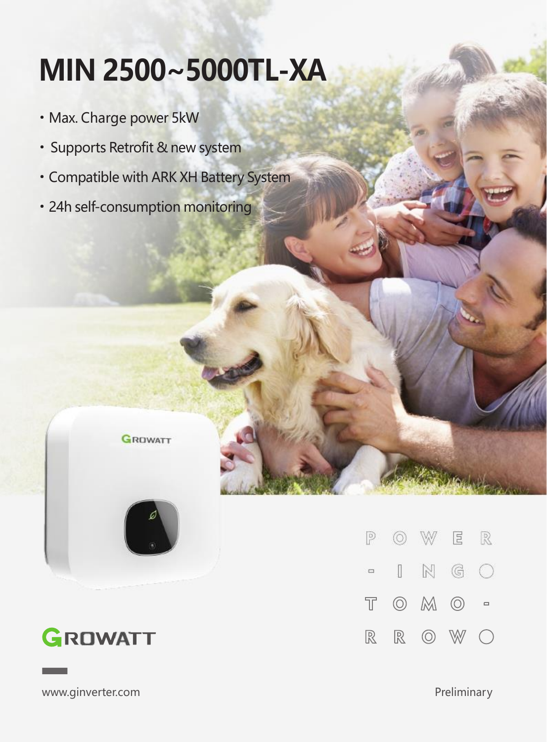# MIN 2500~5000TL-XA

- Max. Charge power 5kW
- Supports Retrofit & new system
- Compatible with ARK XH Battery System
- 24h self-consumption monitoring

GROWATT

POWER-ING TOMO-RROW

www.ginverter.com

Preliminary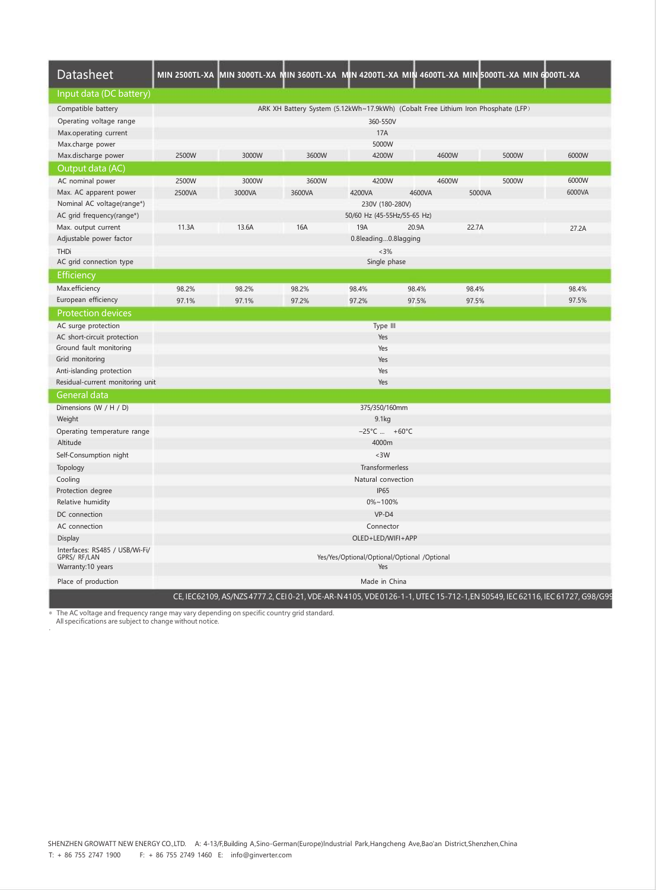| Datasheet | MIN 2500TL-XA | MIN 3000TL-XA | MIN 3600TL-XA | MIN 4200TL-XA | MIN 4600TL-XA | MIN 5000TL-XA | MIN 6000TL-XA |
|---|---|---|---|---|---|---|---|
| **Input data (DC battery)** | | | | | | | |
| Compatible battery | ARK XH Battery System (5.12kWh~17.9kWh) (Cobalt Free Lithium Iron Phosphate (LFP) | | | | | | |
| Operating voltage range | 360-550V | | | | | | |
| Max.operating current | 17A | | | | | | |
| Max.charge power | 5000W | | | | | | |
| Max.discharge power | 2500W | 3000W | 3600W | 4200W | 4600W | 5000W | 6000W |
| **Output data (AC)** | | | | | | | |
| AC nominal power | 2500W | 3000W | 3600W | 4200W | 4600W | 5000W | 6000W |
| Max. AC apparent power | 2500VA | 3000VA | 3600VA | 4200VA | 4600VA | 5000VA | 6000VA |
| Nominal AC voltage(range*) | 230V (180-280V) | | | | | | |
| AC grid frequency(range*) | 50/60 Hz (45-55Hz/55-65 Hz) | | | | | | |
| Max. output current | 11.3A | 13.6A | 16A | 19A | 20.9A | 22.7A | 27.2A |
| Adjustable power factor | 0.8leading...0.8lagging | | | | | | |
| THDi | <3% | | | | | | |
| AC grid connection type | Single phase | | | | | | |
| **Efficiency** | | | | | | | |
| Max.efficiency | 98.2% | 98.2% | 98.2% | 98.4% | 98.4% | 98.4% | 98.4% |
| European efficiency | 97.1% | 97.1% | 97.2% | 97.2% | 97.5% | 97.5% | 97.5% |
| **Protection devices** | | | | | | | |
| AC surge protection | Type III | | | | | | |
| AC short-circuit protection | Yes | | | | | | |
| Ground fault monitoring | Yes | | | | | | |
| Grid monitoring | Yes | | | | | | |
| Anti-islanding protection | Yes | | | | | | |
| Residual-current monitoring unit | Yes | | | | | | |
| **General data** | | | | | | | |
| Dimensions (W / H / D) | 375/350/160mm | | | | | | |
| Weight | 9.1kg | | | | | | |
| Operating temperature range | –25°C ... +60°C | | | | | | |
| Altitude | 4000m | | | | | | |
| Self-Consumption night | <3W | | | | | | |
| Topology | Transformerless | | | | | | |
| Cooling | Natural convection | | | | | | |
| Protection degree | IP65 | | | | | | |
| Relative humidity | 0%~100% | | | | | | |
| DC connection | VP-D4 | | | | | | |
| AC connection | Connector | | | | | | |
| Display | OLED+LED/WIFI+APP | | | | | | |
| Interfaces: RS485 / USB/Wi-Fi/ GPRS/ RF/LAN | Yes/Yes/Optional/Optional/Optional /Optional | | | | | | |
| Warranty:10 years | Yes | | | | | | |
| Place of production | Made in China | | | | | | |
| | CE, IEC62109, AS/NZS 4777.2, CEI 0-21, VDE-AR-N 4105, VDE 0126-1-1, UTE C 15-712-1, EN 50549, IEC 62116, IEC 61727, G98/G99 | | | | | | |

* The AC voltage and frequency range may vary depending on specific country grid standard.
All specifications are subject to change without notice.

SHENZHEN GROWATT NEW ENERGY CO.,LTD. A: 4-13/F,Building A,Sino-German(Europe)Industrial Park,Hangcheng Ave,Bao'an District,Shenzhen,China
T: + 86 755 2747 1900 F: + 86 755 2749 1460 E: info@ginverter.com